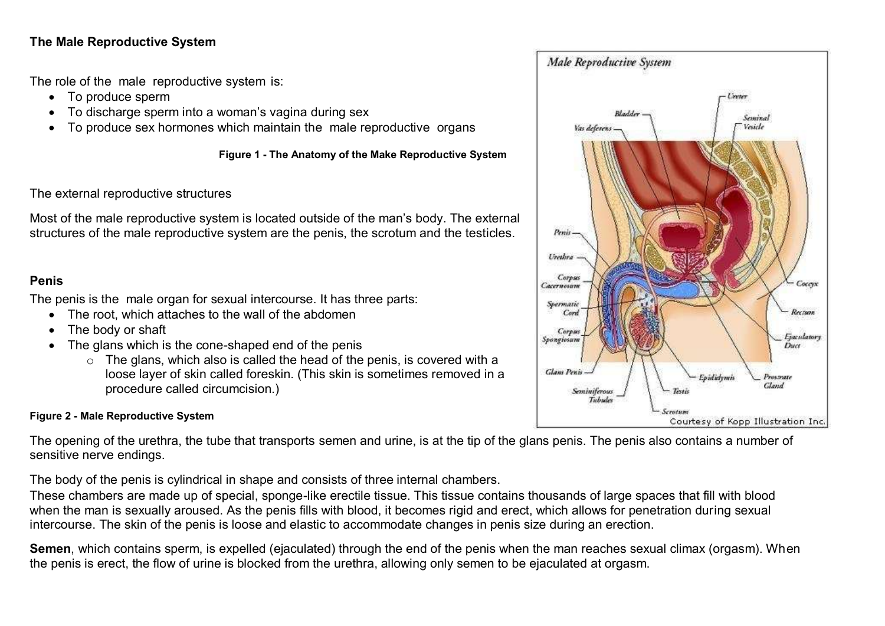**The Male Reproductive System**

The role of the male reproductive system is:

- To produce sperm
- To discharge sperm into a woman's vagina during sex
- To produce sex hormones which maintain the male reproductive organs

**Figure 1 - The Anatomy of the Make Reproductive System**

The external reproductive structures

Most of the male reproductive system is located outside of the man's body. The external structures of the male reproductive system are the penis, the scrotum and the testicles.

### Penis

The penis is the male organ for sexual intercourse. It has three parts:

- The root, which attaches to the wall of the abdomen
- The body or shaft
- The glans which is the cone-shaped end of the penis
  - The glans, which also is called the head of the penis, is covered with a loose layer of skin called foreskin. (This skin is sometimes removed in a procedure called circumcision.)

**Figure 2 - Male Reproductive System**

The opening of the urethra, the tube that transports semen and urine, is at the tip of the glans penis. The penis also contains a number of sensitive nerve endings.

The body of the penis is cylindrical in shape and consists of three internal chambers.
These chambers are made up of special, sponge-like erectile tissue. This tissue contains thousands of large spaces that fill with blood when the man is sexually aroused. As the penis fills with blood, it becomes rigid and erect, which allows for penetration during sexual intercourse. The skin of the penis is loose and elastic to accommodate changes in penis size during an erection.

**Semen**, which contains sperm, is expelled (ejaculated) through the end of the penis when the man reaches sexual climax (orgasm). When the penis is erect, the flow of urine is blocked from the urethra, allowing only semen to be ejaculated at orgasm.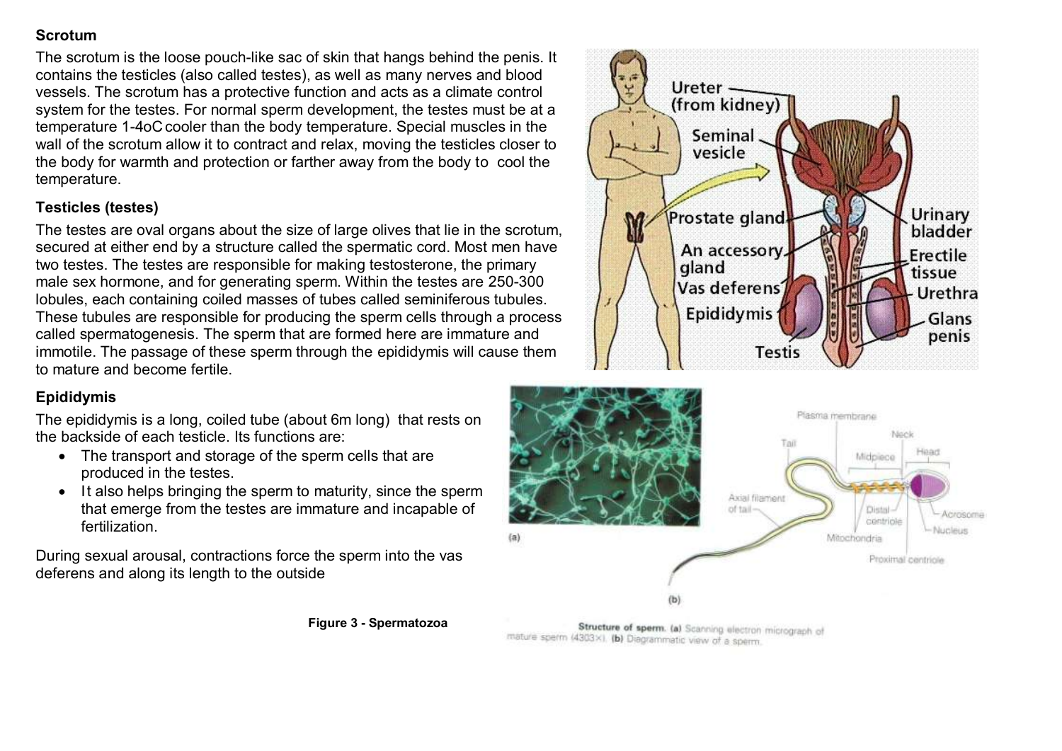### Scrotum

The scrotum is the loose pouch-like sac of skin that hangs behind the penis. It contains the testicles (also called testes), as well as many nerves and blood vessels. The scrotum has a protective function and acts as a climate control system for the testes. For normal sperm development, the testes must be at a temperature 1-4oC cooler than the body temperature. Special muscles in the wall of the scrotum allow it to contract and relax, moving the testicles closer to the body for warmth and protection or farther away from the body to cool the temperature.

### Testicles (testes)

The testes are oval organs about the size of large olives that lie in the scrotum, secured at either end by a structure called the spermatic cord. Most men have two testes. The testes are responsible for making testosterone, the primary male sex hormone, and for generating sperm. Within the testes are 250-300 lobules, each containing coiled masses of tubes called seminiferous tubules. These tubules are responsible for producing the sperm cells through a process called spermatogenesis. The sperm that are formed here are immature and immotile. The passage of these sperm through the epididymis will cause them to mature and become fertile.

### Epididymis

The epididymis is a long, coiled tube (about 6m long) that rests on the backside of each testicle. Its functions are:

- The transport and storage of the sperm cells that are produced in the testes.
- It also helps bringing the sperm to maturity, since the sperm that emerge from the testes are immature and incapable of fertilization.

During sexual arousal, contractions force the sperm into the vas deferens and along its length to the outside

**Figure 3 - Spermatozoa**

**Structure of sperm. (a)** Scanning electron micrograph of mature sperm (4303×). **(b)** Diagrammatic view of a sperm.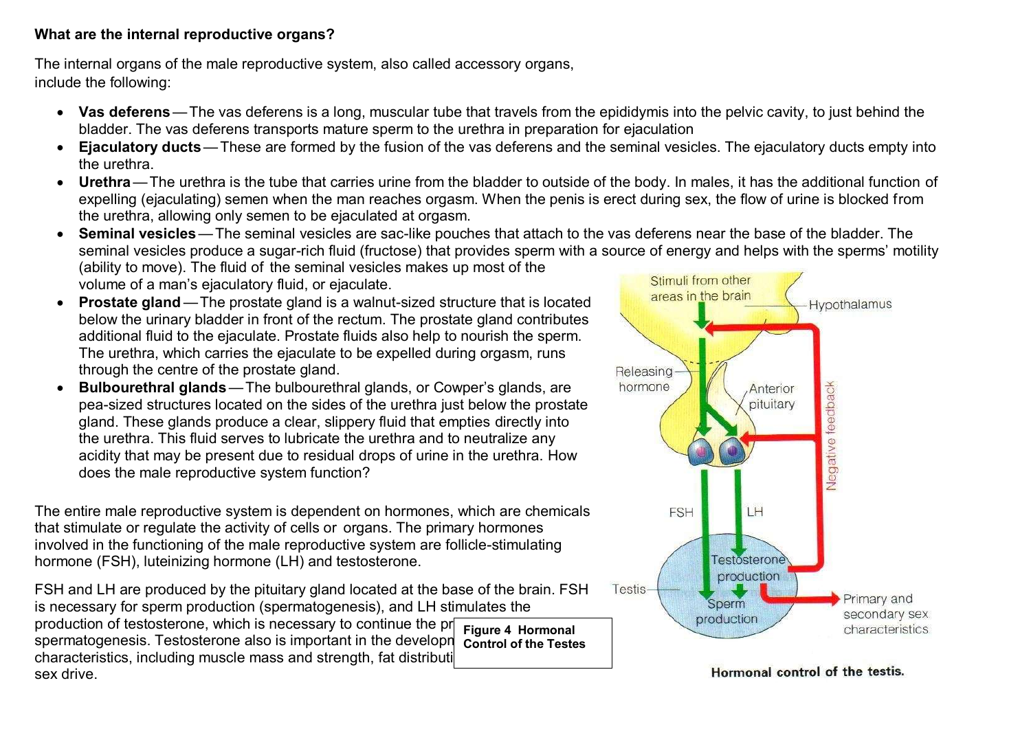**What are the internal reproductive organs?**

The internal organs of the male reproductive system, also called accessory organs, include the following:

- **Vas deferens** — The vas deferens is a long, muscular tube that travels from the epididymis into the pelvic cavity, to just behind the bladder. The vas deferens transports mature sperm to the urethra in preparation for ejaculation
- **Ejaculatory ducts** — These are formed by the fusion of the vas deferens and the seminal vesicles. The ejaculatory ducts empty into the urethra.
- **Urethra** — The urethra is the tube that carries urine from the bladder to outside of the body. In males, it has the additional function of expelling (ejaculating) semen when the man reaches orgasm. When the penis is erect during sex, the flow of urine is blocked from the urethra, allowing only semen to be ejaculated at orgasm.
- **Seminal vesicles** — The seminal vesicles are sac-like pouches that attach to the vas deferens near the base of the bladder. The seminal vesicles produce a sugar-rich fluid (fructose) that provides sperm with a source of energy and helps with the sperms' motility (ability to move). The fluid of the seminal vesicles makes up most of the volume of a man's ejaculatory fluid, or ejaculate.
- **Prostate gland** — The prostate gland is a walnut-sized structure that is located below the urinary bladder in front of the rectum. The prostate gland contributes additional fluid to the ejaculate. Prostate fluids also help to nourish the sperm. The urethra, which carries the ejaculate to be expelled during orgasm, runs through the centre of the prostate gland.
- **Bulbourethral glands** — The bulbourethral glands, or Cowper's glands, are pea-sized structures located on the sides of the urethra just below the prostate gland. These glands produce a clear, slippery fluid that empties directly into the urethra. This fluid serves to lubricate the urethra and to neutralize any acidity that may be present due to residual drops of urine in the urethra. How does the male reproductive system function?

The entire male reproductive system is dependent on hormones, which are chemicals that stimulate or regulate the activity of cells or organs. The primary hormones involved in the functioning of the male reproductive system are follicle-stimulating hormone (FSH), luteinizing hormone (LH) and testosterone.

FSH and LH are produced by the pituitary gland located at the base of the brain. FSH is necessary for sperm production (spermatogenesis), and LH stimulates the production of testosterone, which is necessary to continue the pr[ocess of] spermatogenesis. Testosterone also is important in the developm[ent of] characteristics, including muscle mass and strength, fat distributi[on and] sex drive.

**Figure 4 Hormonal Control of the Testes**

Hormonal control of the testis.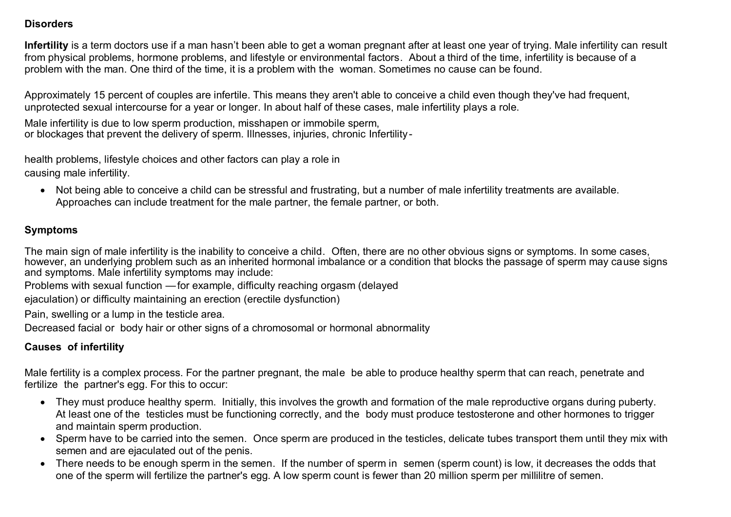**Disorders**

**Infertility** is a term doctors use if a man hasn't been able to get a woman pregnant after at least one year of trying. Male infertility can result from physical problems, hormone problems, and lifestyle or environmental factors. About a third of the time, infertility is because of a problem with the man. One third of the time, it is a problem with the woman. Sometimes no cause can be found.

Approximately 15 percent of couples are infertile. This means they aren't able to conceive a child even though they've had frequent, unprotected sexual intercourse for a year or longer. In about half of these cases, male infertility plays a role.

Male infertility is due to low sperm production, misshapen or immobile sperm, or blockages that prevent the delivery of sperm. Illnesses, injuries, chronic Infertility-

health problems, lifestyle choices and other factors can play a role in causing male infertility.

- Not being able to conceive a child can be stressful and frustrating, but a number of male infertility treatments are available. Approaches can include treatment for the male partner, the female partner, or both.

**Symptoms**

The main sign of male infertility is the inability to conceive a child. Often, there are no other obvious signs or symptoms. In some cases, however, an underlying problem such as an inherited hormonal imbalance or a condition that blocks the passage of sperm may cause signs and symptoms. Male infertility symptoms may include:

Problems with sexual function —for example, difficulty reaching orgasm (delayed ejaculation) or difficulty maintaining an erection (erectile dysfunction)

Pain, swelling or a lump in the testicle area.

Decreased facial or body hair or other signs of a chromosomal or hormonal abnormality

**Causes of infertility**

Male fertility is a complex process. For the partner pregnant, the male be able to produce healthy sperm that can reach, penetrate and fertilize the partner's egg. For this to occur:

- They must produce healthy sperm. Initially, this involves the growth and formation of the male reproductive organs during puberty. At least one of the testicles must be functioning correctly, and the body must produce testosterone and other hormones to trigger and maintain sperm production.
- Sperm have to be carried into the semen. Once sperm are produced in the testicles, delicate tubes transport them until they mix with semen and are ejaculated out of the penis.
- There needs to be enough sperm in the semen. If the number of sperm in semen (sperm count) is low, it decreases the odds that one of the sperm will fertilize the partner's egg. A low sperm count is fewer than 20 million sperm per millilitre of semen.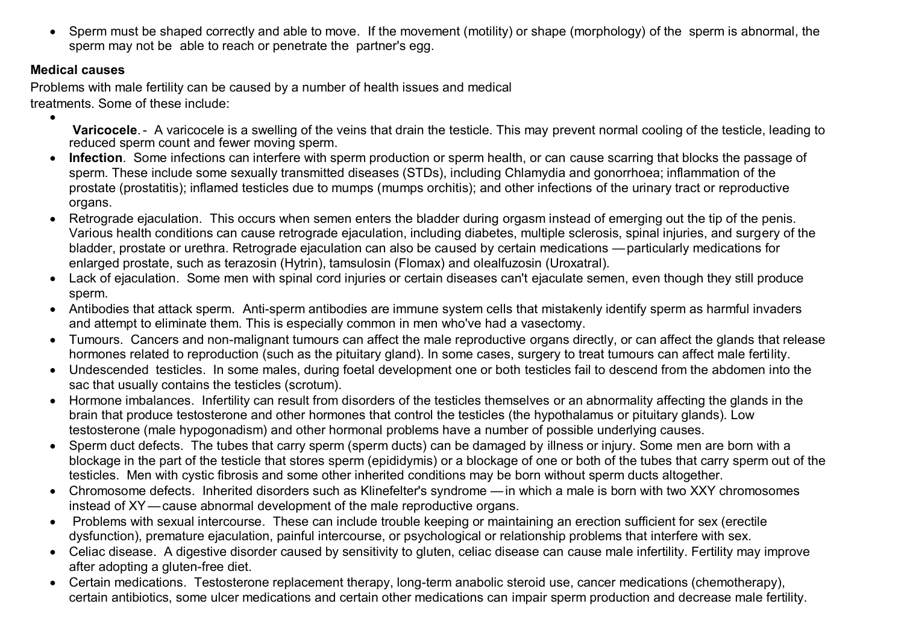- Sperm must be shaped correctly and able to move. If the movement (motility) or shape (morphology) of the sperm is abnormal, the sperm may not be able to reach or penetrate the partner's egg.

**Medical causes**

Problems with male fertility can be caused by a number of health issues and medical treatments. Some of these include:

- **Varicocele**.- A varicocele is a swelling of the veins that drain the testicle. This may prevent normal cooling of the testicle, leading to reduced sperm count and fewer moving sperm.
- **Infection**. Some infections can interfere with sperm production or sperm health, or can cause scarring that blocks the passage of sperm. These include some sexually transmitted diseases (STDs), including Chlamydia and gonorrhoea; inflammation of the prostate (prostatitis); inflamed testicles due to mumps (mumps orchitis); and other infections of the urinary tract or reproductive organs.
- Retrograde ejaculation. This occurs when semen enters the bladder during orgasm instead of emerging out the tip of the penis. Various health conditions can cause retrograde ejaculation, including diabetes, multiple sclerosis, spinal injuries, and surgery of the bladder, prostate or urethra. Retrograde ejaculation can also be caused by certain medications — particularly medications for enlarged prostate, such as terazosin (Hytrin), tamsulosin (Flomax) and olealfuzosin (Uroxatral).
- Lack of ejaculation. Some men with spinal cord injuries or certain diseases can't ejaculate semen, even though they still produce sperm.
- Antibodies that attack sperm. Anti-sperm antibodies are immune system cells that mistakenly identify sperm as harmful invaders and attempt to eliminate them. This is especially common in men who've had a vasectomy.
- Tumours. Cancers and non-malignant tumours can affect the male reproductive organs directly, or can affect the glands that release hormones related to reproduction (such as the pituitary gland). In some cases, surgery to treat tumours can affect male fertility.
- Undescended testicles. In some males, during foetal development one or both testicles fail to descend from the abdomen into the sac that usually contains the testicles (scrotum).
- Hormone imbalances. Infertility can result from disorders of the testicles themselves or an abnormality affecting the glands in the brain that produce testosterone and other hormones that control the testicles (the hypothalamus or pituitary glands). Low testosterone (male hypogonadism) and other hormonal problems have a number of possible underlying causes.
- Sperm duct defects. The tubes that carry sperm (sperm ducts) can be damaged by illness or injury. Some men are born with a blockage in the part of the testicle that stores sperm (epididymis) or a blockage of one or both of the tubes that carry sperm out of the testicles. Men with cystic fibrosis and some other inherited conditions may be born without sperm ducts altogether.
- Chromosome defects. Inherited disorders such as Klinefelter's syndrome — in which a male is born with two XXY chromosomes instead of XY — cause abnormal development of the male reproductive organs.
- Problems with sexual intercourse. These can include trouble keeping or maintaining an erection sufficient for sex (erectile dysfunction), premature ejaculation, painful intercourse, or psychological or relationship problems that interfere with sex.
- Celiac disease. A digestive disorder caused by sensitivity to gluten, celiac disease can cause male infertility. Fertility may improve after adopting a gluten-free diet.
- Certain medications. Testosterone replacement therapy, long-term anabolic steroid use, cancer medications (chemotherapy), certain antibiotics, some ulcer medications and certain other medications can impair sperm production and decrease male fertility.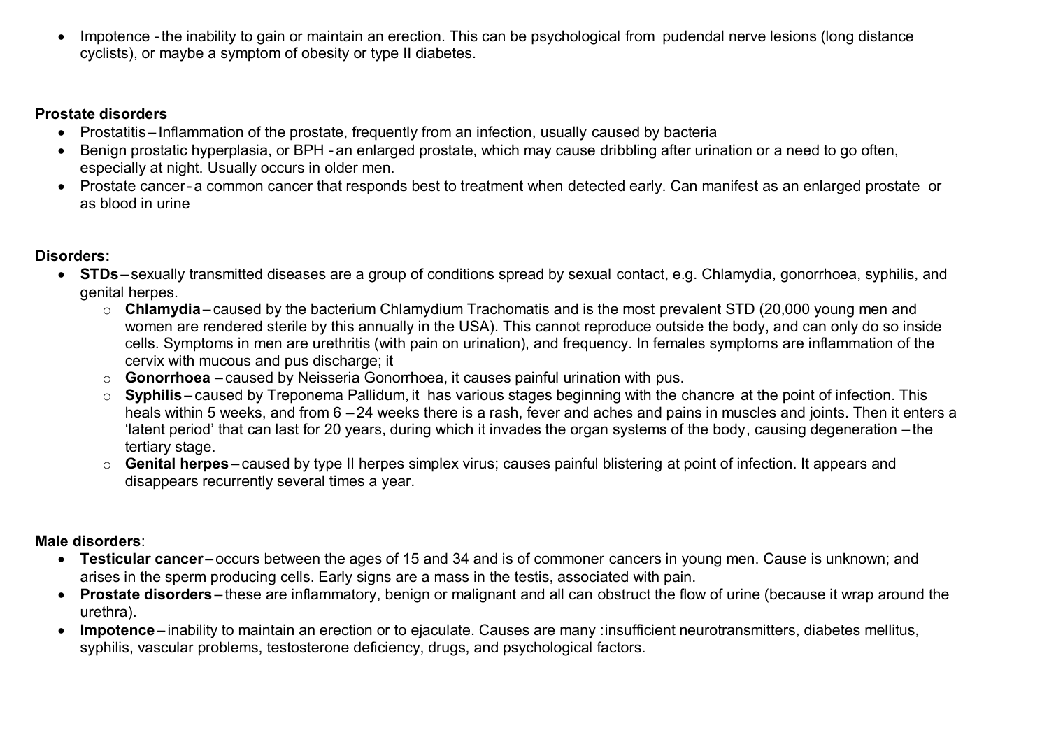- Impotence - the inability to gain or maintain an erection. This can be psychological from pudendal nerve lesions (long distance cyclists), or maybe a symptom of obesity or type II diabetes.

**Prostate disorders**

- Prostatitis – Inflammation of the prostate, frequently from an infection, usually caused by bacteria
- Benign prostatic hyperplasia, or BPH - an enlarged prostate, which may cause dribbling after urination or a need to go often, especially at night. Usually occurs in older men.
- Prostate cancer - a common cancer that responds best to treatment when detected early. Can manifest as an enlarged prostate or as blood in urine

**Disorders:**

- **STDs** – sexually transmitted diseases are a group of conditions spread by sexual contact, e.g. Chlamydia, gonorrhoea, syphilis, and genital herpes.
    - **Chlamydia** – caused by the bacterium Chlamydium Trachomatis and is the most prevalent STD (20,000 young men and women are rendered sterile by this annually in the USA). This cannot reproduce outside the body, and can only do so inside cells. Symptoms in men are urethritis (with pain on urination), and frequency. In females symptoms are inflammation of the cervix with mucous and pus discharge; it
    - **Gonorrhoea** – caused by Neisseria Gonorrhoea, it causes painful urination with pus.
    - **Syphilis** – caused by Treponema Pallidum, it has various stages beginning with the chancre at the point of infection. This heals within 5 weeks, and from 6 – 24 weeks there is a rash, fever and aches and pains in muscles and joints. Then it enters a 'latent period' that can last for 20 years, during which it invades the organ systems of the body, causing degeneration – the tertiary stage.
    - **Genital herpes** – caused by type II herpes simplex virus; causes painful blistering at point of infection. It appears and disappears recurrently several times a year.

**Male disorders**:

- **Testicular cancer** – occurs between the ages of 15 and 34 and is of commoner cancers in young men. Cause is unknown; and arises in the sperm producing cells. Early signs are a mass in the testis, associated with pain.
- **Prostate disorders** – these are inflammatory, benign or malignant and all can obstruct the flow of urine (because it wrap around the urethra).
- **Impotence** – inability to maintain an erection or to ejaculate. Causes are many :insufficient neurotransmitters, diabetes mellitus, syphilis, vascular problems, testosterone deficiency, drugs, and psychological factors.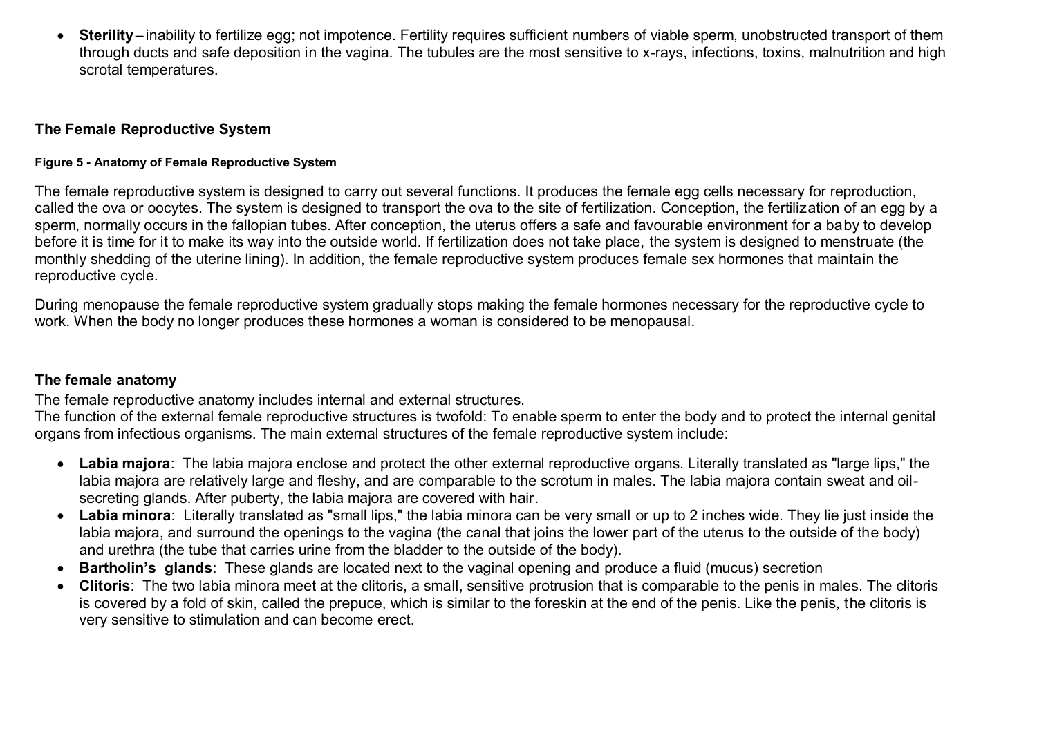- **Sterility** – inability to fertilize egg; not impotence. Fertility requires sufficient numbers of viable sperm, unobstructed transport of them through ducts and safe deposition in the vagina. The tubules are the most sensitive to x-rays, infections, toxins, malnutrition and high scrotal temperatures.

## The Female Reproductive System

**Figure 5 - Anatomy of Female Reproductive System**

The female reproductive system is designed to carry out several functions. It produces the female egg cells necessary for reproduction, called the ova or oocytes. The system is designed to transport the ova to the site of fertilization. Conception, the fertilization of an egg by a sperm, normally occurs in the fallopian tubes. After conception, the uterus offers a safe and favourable environment for a baby to develop before it is time for it to make its way into the outside world. If fertilization does not take place, the system is designed to menstruate (the monthly shedding of the uterine lining). In addition, the female reproductive system produces female sex hormones that maintain the reproductive cycle.

During menopause the female reproductive system gradually stops making the female hormones necessary for the reproductive cycle to work. When the body no longer produces these hormones a woman is considered to be menopausal.

### The female anatomy

The female reproductive anatomy includes internal and external structures.
The function of the external female reproductive structures is twofold: To enable sperm to enter the body and to protect the internal genital organs from infectious organisms. The main external structures of the female reproductive system include:

- **Labia majora**: The labia majora enclose and protect the other external reproductive organs. Literally translated as "large lips," the labia majora are relatively large and fleshy, and are comparable to the scrotum in males. The labia majora contain sweat and oil-secreting glands. After puberty, the labia majora are covered with hair.
- **Labia minora**: Literally translated as "small lips," the labia minora can be very small or up to 2 inches wide. They lie just inside the labia majora, and surround the openings to the vagina (the canal that joins the lower part of the uterus to the outside of the body) and urethra (the tube that carries urine from the bladder to the outside of the body).
- **Bartholin's glands**: These glands are located next to the vaginal opening and produce a fluid (mucus) secretion
- **Clitoris**: The two labia minora meet at the clitoris, a small, sensitive protrusion that is comparable to the penis in males. The clitoris is covered by a fold of skin, called the prepuce, which is similar to the foreskin at the end of the penis. Like the penis, the clitoris is very sensitive to stimulation and can become erect.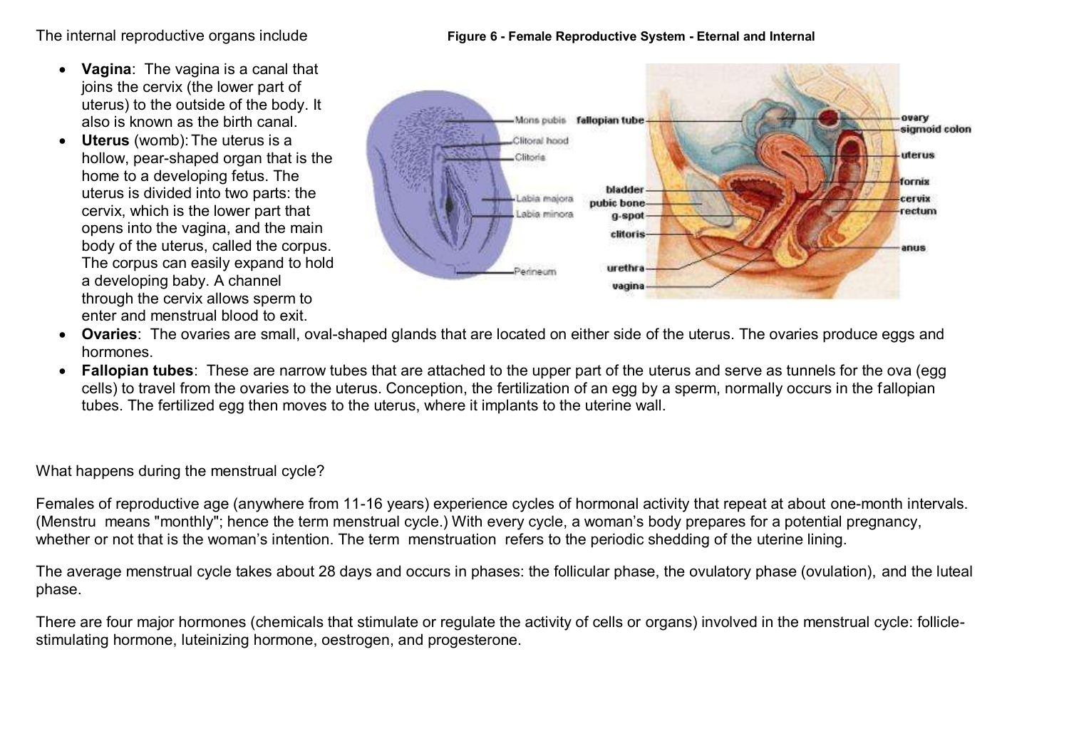The internal reproductive organs include

**Figure 6 - Female Reproductive System - Eternal and Internal**

- **Vagina**: The vagina is a canal that joins the cervix (the lower part of uterus) to the outside of the body. It also is known as the birth canal.
- **Uterus** (womb): The uterus is a hollow, pear-shaped organ that is the home to a developing fetus. The uterus is divided into two parts: the cervix, which is the lower part that opens into the vagina, and the main body of the uterus, called the corpus. The corpus can easily expand to hold a developing baby. A channel through the cervix allows sperm to enter and menstrual blood to exit.
- **Ovaries**: The ovaries are small, oval-shaped glands that are located on either side of the uterus. The ovaries produce eggs and hormones.
- **Fallopian tubes**: These are narrow tubes that are attached to the upper part of the uterus and serve as tunnels for the ova (egg cells) to travel from the ovaries to the uterus. Conception, the fertilization of an egg by a sperm, normally occurs in the fallopian tubes. The fertilized egg then moves to the uterus, where it implants to the uterine wall.

What happens during the menstrual cycle?

Females of reproductive age (anywhere from 11-16 years) experience cycles of hormonal activity that repeat at about one-month intervals. (Menstru means "monthly"; hence the term menstrual cycle.) With every cycle, a woman's body prepares for a potential pregnancy, whether or not that is the woman's intention. The term menstruation refers to the periodic shedding of the uterine lining.

The average menstrual cycle takes about 28 days and occurs in phases: the follicular phase, the ovulatory phase (ovulation), and the luteal phase.

There are four major hormones (chemicals that stimulate or regulate the activity of cells or organs) involved in the menstrual cycle: follicle-stimulating hormone, luteinizing hormone, oestrogen, and progesterone.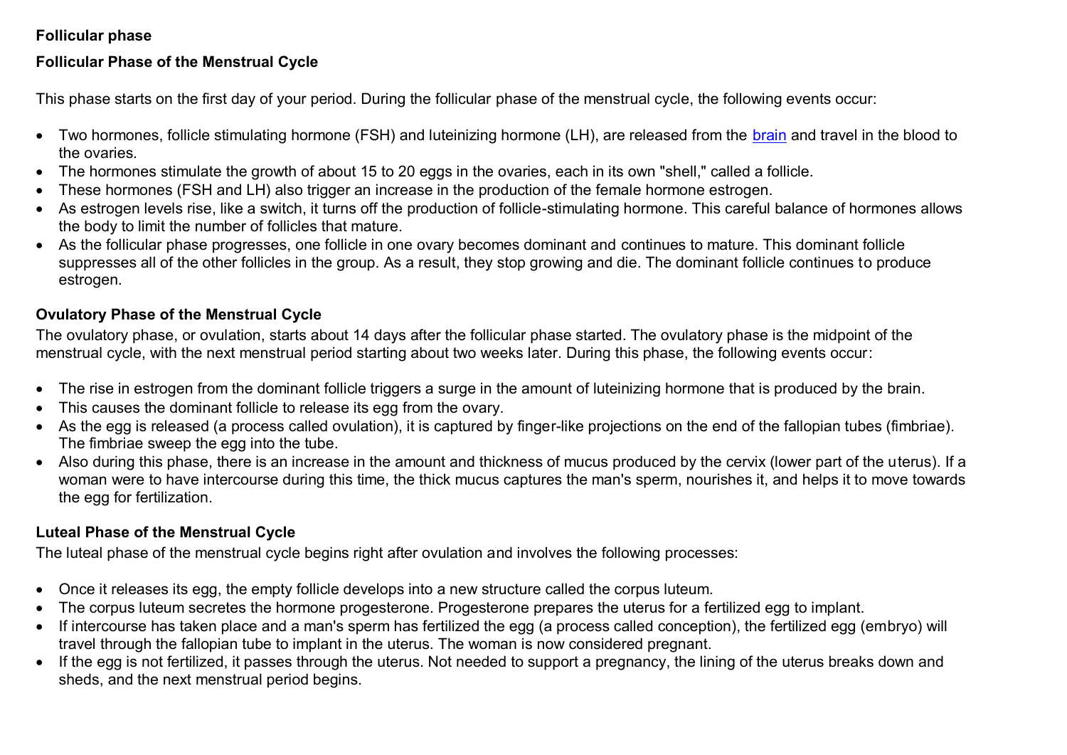**Follicular phase**

### Follicular Phase of the Menstrual Cycle

This phase starts on the first day of your period. During the follicular phase of the menstrual cycle, the following events occur:

- Two hormones, follicle stimulating hormone (FSH) and luteinizing hormone (LH), are released from the brain and travel in the blood to the ovaries.
- The hormones stimulate the growth of about 15 to 20 eggs in the ovaries, each in its own "shell," called a follicle.
- These hormones (FSH and LH) also trigger an increase in the production of the female hormone estrogen.
- As estrogen levels rise, like a switch, it turns off the production of follicle-stimulating hormone. This careful balance of hormones allows the body to limit the number of follicles that mature.
- As the follicular phase progresses, one follicle in one ovary becomes dominant and continues to mature. This dominant follicle suppresses all of the other follicles in the group. As a result, they stop growing and die. The dominant follicle continues to produce estrogen.

### Ovulatory Phase of the Menstrual Cycle

The ovulatory phase, or ovulation, starts about 14 days after the follicular phase started. The ovulatory phase is the midpoint of the menstrual cycle, with the next menstrual period starting about two weeks later. During this phase, the following events occur:

- The rise in estrogen from the dominant follicle triggers a surge in the amount of luteinizing hormone that is produced by the brain.
- This causes the dominant follicle to release its egg from the ovary.
- As the egg is released (a process called ovulation), it is captured by finger-like projections on the end of the fallopian tubes (fimbriae). The fimbriae sweep the egg into the tube.
- Also during this phase, there is an increase in the amount and thickness of mucus produced by the cervix (lower part of the uterus). If a woman were to have intercourse during this time, the thick mucus captures the man's sperm, nourishes it, and helps it to move towards the egg for fertilization.

### Luteal Phase of the Menstrual Cycle

The luteal phase of the menstrual cycle begins right after ovulation and involves the following processes:

- Once it releases its egg, the empty follicle develops into a new structure called the corpus luteum.
- The corpus luteum secretes the hormone progesterone. Progesterone prepares the uterus for a fertilized egg to implant.
- If intercourse has taken place and a man's sperm has fertilized the egg (a process called conception), the fertilized egg (embryo) will travel through the fallopian tube to implant in the uterus. The woman is now considered pregnant.
- If the egg is not fertilized, it passes through the uterus. Not needed to support a pregnancy, the lining of the uterus breaks down and sheds, and the next menstrual period begins.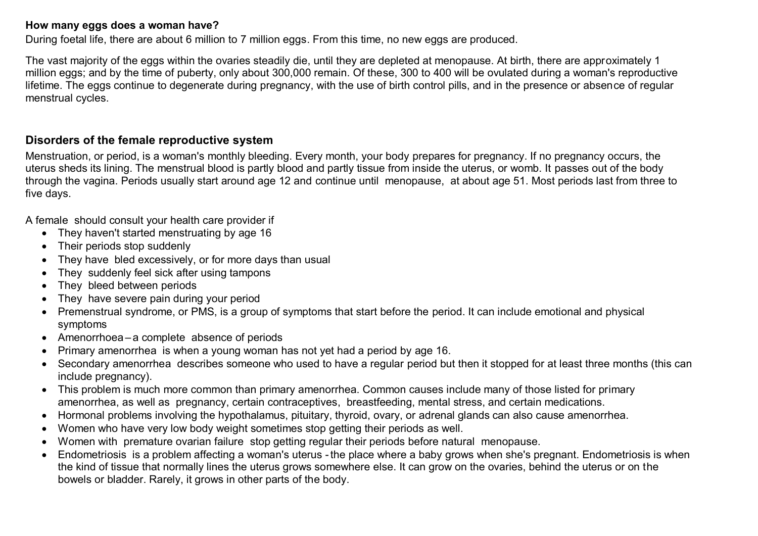**How many eggs does a woman have?**

During foetal life, there are about 6 million to 7 million eggs. From this time, no new eggs are produced.

The vast majority of the eggs within the ovaries steadily die, until they are depleted at menopause. At birth, there are approximately 1 million eggs; and by the time of puberty, only about 300,000 remain. Of these, 300 to 400 will be ovulated during a woman's reproductive lifetime. The eggs continue to degenerate during pregnancy, with the use of birth control pills, and in the presence or absence of regular menstrual cycles.

## Disorders of the female reproductive system

Menstruation, or period, is a woman's monthly bleeding. Every month, your body prepares for pregnancy. If no pregnancy occurs, the uterus sheds its lining. The menstrual blood is partly blood and partly tissue from inside the uterus, or womb. It passes out of the body through the vagina. Periods usually start around age 12 and continue until menopause, at about age 51. Most periods last from three to five days.

A female should consult your health care provider if

- They haven't started menstruating by age 16
- Their periods stop suddenly
- They have bled excessively, or for more days than usual
- They suddenly feel sick after using tampons
- They bleed between periods
- They have severe pain during your period
- Premenstrual syndrome, or PMS, is a group of symptoms that start before the period. It can include emotional and physical symptoms
- Amenorrhoea – a complete absence of periods
- Primary amenorrhea is when a young woman has not yet had a period by age 16.
- Secondary amenorrhea describes someone who used to have a regular period but then it stopped for at least three months (this can include pregnancy).
- This problem is much more common than primary amenorrhea. Common causes include many of those listed for primary amenorrhea, as well as pregnancy, certain contraceptives, breastfeeding, mental stress, and certain medications.
- Hormonal problems involving the hypothalamus, pituitary, thyroid, ovary, or adrenal glands can also cause amenorrhea.
- Women who have very low body weight sometimes stop getting their periods as well.
- Women with premature ovarian failure stop getting regular their periods before natural menopause.
- Endometriosis is a problem affecting a woman's uterus - the place where a baby grows when she's pregnant. Endometriosis is when the kind of tissue that normally lines the uterus grows somewhere else. It can grow on the ovaries, behind the uterus or on the bowels or bladder. Rarely, it grows in other parts of the body.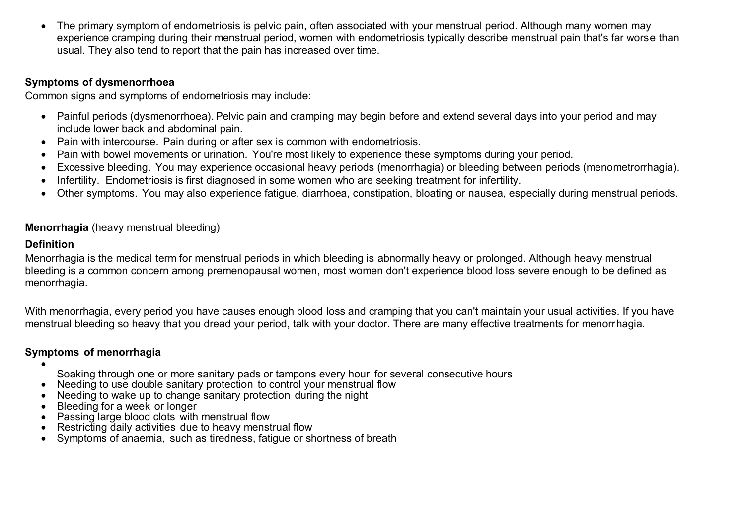- The primary symptom of endometriosis is pelvic pain, often associated with your menstrual period. Although many women may experience cramping during their menstrual period, women with endometriosis typically describe menstrual pain that's far worse than usual. They also tend to report that the pain has increased over time.

**Symptoms of dysmenorrhoea**

Common signs and symptoms of endometriosis may include:

- Painful periods (dysmenorrhoea). Pelvic pain and cramping may begin before and extend several days into your period and may include lower back and abdominal pain.
- Pain with intercourse. Pain during or after sex is common with endometriosis.
- Pain with bowel movements or urination. You're most likely to experience these symptoms during your period.
- Excessive bleeding. You may experience occasional heavy periods (menorrhagia) or bleeding between periods (menometrorrhagia).
- Infertility. Endometriosis is first diagnosed in some women who are seeking treatment for infertility.
- Other symptoms. You may also experience fatigue, diarrhoea, constipation, bloating or nausea, especially during menstrual periods.

**Menorrhagia** (heavy menstrual bleeding)

**Definition**

Menorrhagia is the medical term for menstrual periods in which bleeding is abnormally heavy or prolonged. Although heavy menstrual bleeding is a common concern among premenopausal women, most women don't experience blood loss severe enough to be defined as menorrhagia.

With menorrhagia, every period you have causes enough blood loss and cramping that you can't maintain your usual activities. If you have menstrual bleeding so heavy that you dread your period, talk with your doctor. There are many effective treatments for menorrhagia.

**Symptoms of menorrhagia**

- Soaking through one or more sanitary pads or tampons every hour for several consecutive hours
- Needing to use double sanitary protection to control your menstrual flow
- Needing to wake up to change sanitary protection during the night
- Bleeding for a week or longer
- Passing large blood clots with menstrual flow
- Restricting daily activities due to heavy menstrual flow
- Symptoms of anaemia, such as tiredness, fatigue or shortness of breath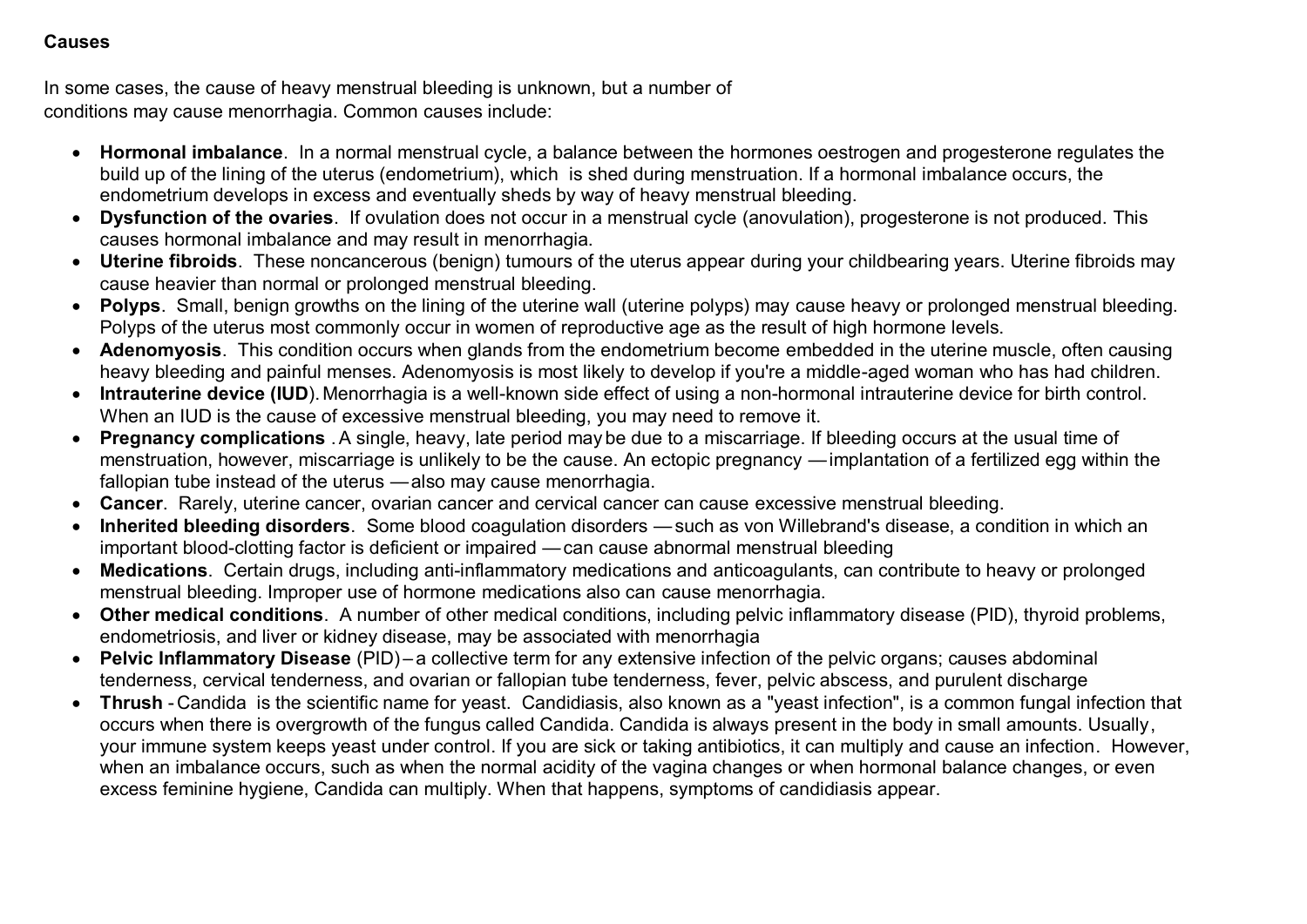**Causes**

In some cases, the cause of heavy menstrual bleeding is unknown, but a number of conditions may cause menorrhagia. Common causes include:

- **Hormonal imbalance**. In a normal menstrual cycle, a balance between the hormones oestrogen and progesterone regulates the build up of the lining of the uterus (endometrium), which is shed during menstruation. If a hormonal imbalance occurs, the endometrium develops in excess and eventually sheds by way of heavy menstrual bleeding.
- **Dysfunction of the ovaries**. If ovulation does not occur in a menstrual cycle (anovulation), progesterone is not produced. This causes hormonal imbalance and may result in menorrhagia.
- **Uterine fibroids**. These noncancerous (benign) tumours of the uterus appear during your childbearing years. Uterine fibroids may cause heavier than normal or prolonged menstrual bleeding.
- **Polyps**. Small, benign growths on the lining of the uterine wall (uterine polyps) may cause heavy or prolonged menstrual bleeding. Polyps of the uterus most commonly occur in women of reproductive age as the result of high hormone levels.
- **Adenomyosis**. This condition occurs when glands from the endometrium become embedded in the uterine muscle, often causing heavy bleeding and painful menses. Adenomyosis is most likely to develop if you're a middle-aged woman who has had children.
- **Intrauterine device (IUD)**. Menorrhagia is a well-known side effect of using a non-hormonal intrauterine device for birth control. When an IUD is the cause of excessive menstrual bleeding, you may need to remove it.
- **Pregnancy complications** . A single, heavy, late period may be due to a miscarriage. If bleeding occurs at the usual time of menstruation, however, miscarriage is unlikely to be the cause. An ectopic pregnancy — implantation of a fertilized egg within the fallopian tube instead of the uterus — also may cause menorrhagia.
- **Cancer**. Rarely, uterine cancer, ovarian cancer and cervical cancer can cause excessive menstrual bleeding.
- **Inherited bleeding disorders**. Some blood coagulation disorders — such as von Willebrand's disease, a condition in which an important blood-clotting factor is deficient or impaired — can cause abnormal menstrual bleeding
- **Medications**. Certain drugs, including anti-inflammatory medications and anticoagulants, can contribute to heavy or prolonged menstrual bleeding. Improper use of hormone medications also can cause menorrhagia.
- **Other medical conditions**. A number of other medical conditions, including pelvic inflammatory disease (PID), thyroid problems, endometriosis, and liver or kidney disease, may be associated with menorrhagia
- **Pelvic Inflammatory Disease** (PID) – a collective term for any extensive infection of the pelvic organs; causes abdominal tenderness, cervical tenderness, and ovarian or fallopian tube tenderness, fever, pelvic abscess, and purulent discharge
- **Thrush** - Candida is the scientific name for yeast. Candidiasis, also known as a "yeast infection", is a common fungal infection that occurs when there is overgrowth of the fungus called Candida. Candida is always present in the body in small amounts. Usually, your immune system keeps yeast under control. If you are sick or taking antibiotics, it can multiply and cause an infection. However, when an imbalance occurs, such as when the normal acidity of the vagina changes or when hormonal balance changes, or even excess feminine hygiene, Candida can multiply. When that happens, symptoms of candidiasis appear.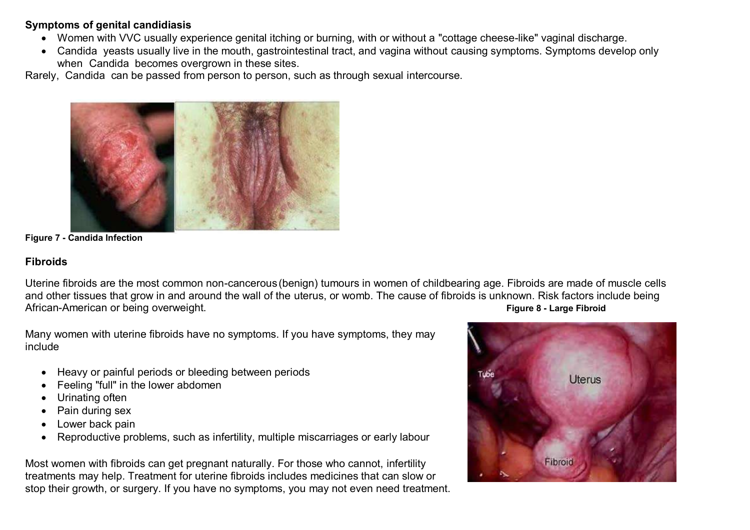**Symptoms of genital candidiasis**

- Women with VVC usually experience genital itching or burning, with or without a "cottage cheese-like" vaginal discharge.
- Candida yeasts usually live in the mouth, gastrointestinal tract, and vagina without causing symptoms. Symptoms develop only when Candida becomes overgrown in these sites.

Rarely, Candida can be passed from person to person, such as through sexual intercourse.

**Figure 7 - Candida Infection**

## Fibroids

Uterine fibroids are the most common non-cancerous (benign) tumours in women of childbearing age. Fibroids are made of muscle cells and other tissues that grow in and around the wall of the uterus, or womb. The cause of fibroids is unknown. Risk factors include being African-American or being overweight.

**Figure 8 - Large Fibroid**

Many women with uterine fibroids have no symptoms. If you have symptoms, they may include

- Heavy or painful periods or bleeding between periods
- Feeling "full" in the lower abdomen
- Urinating often
- Pain during sex
- Lower back pain
- Reproductive problems, such as infertility, multiple miscarriages or early labour

Most women with fibroids can get pregnant naturally. For those who cannot, infertility treatments may help. Treatment for uterine fibroids includes medicines that can slow or stop their growth, or surgery. If you have no symptoms, you may not even need treatment.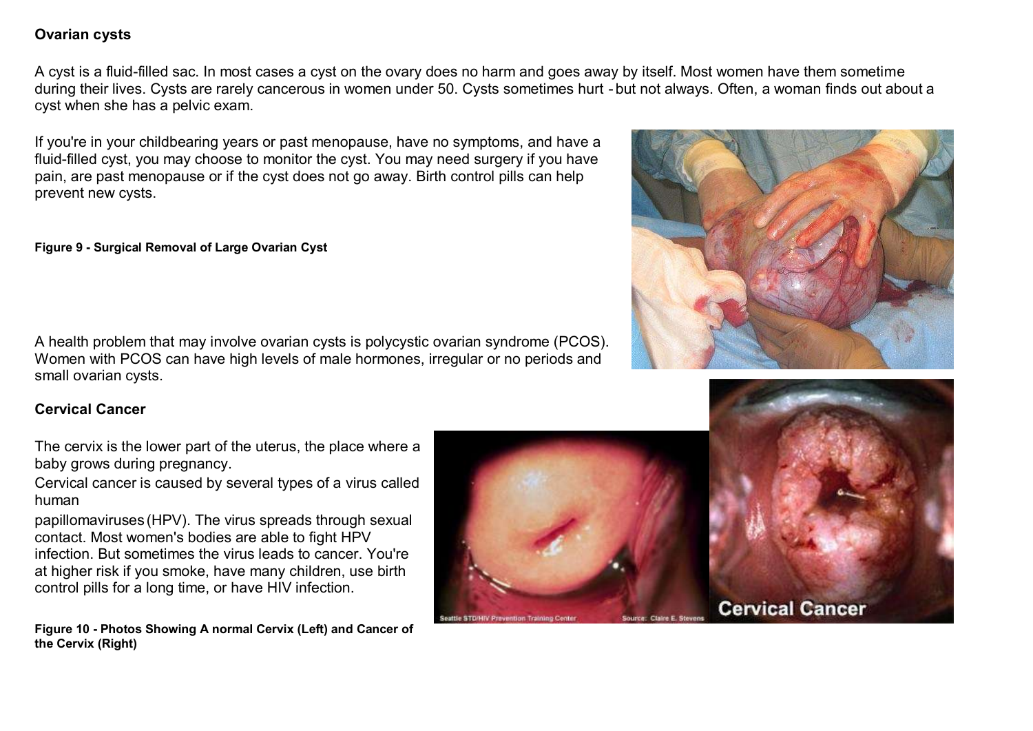## Ovarian cysts

A cyst is a fluid-filled sac. In most cases a cyst on the ovary does no harm and goes away by itself. Most women have them sometime during their lives. Cysts are rarely cancerous in women under 50. Cysts sometimes hurt - but not always. Often, a woman finds out about a cyst when she has a pelvic exam.

If you're in your childbearing years or past menopause, have no symptoms, and have a fluid-filled cyst, you may choose to monitor the cyst. You may need surgery if you have pain, are past menopause or if the cyst does not go away. Birth control pills can help prevent new cysts.

**Figure 9 - Surgical Removal of Large Ovarian Cyst**

A health problem that may involve ovarian cysts is polycystic ovarian syndrome (PCOS). Women with PCOS can have high levels of male hormones, irregular or no periods and small ovarian cysts.

## Cervical Cancer

The cervix is the lower part of the uterus, the place where a baby grows during pregnancy.

Cervical cancer is caused by several types of a virus called human papillomaviruses (HPV). The virus spreads through sexual contact. Most women's bodies are able to fight HPV infection. But sometimes the virus leads to cancer. You're at higher risk if you smoke, have many children, use birth control pills for a long time, or have HIV infection.

**Figure 10 - Photos Showing A normal Cervix (Left) and Cancer of the Cervix (Right)**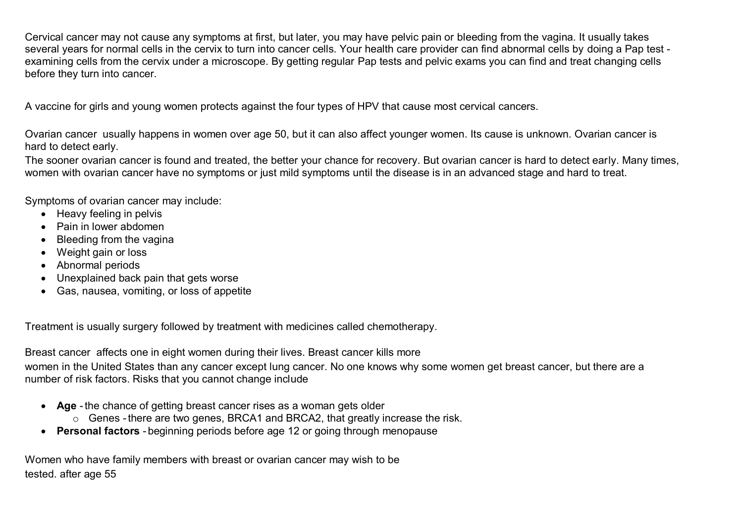Cervical cancer may not cause any symptoms at first, but later, you may have pelvic pain or bleeding from the vagina. It usually takes several years for normal cells in the cervix to turn into cancer cells. Your health care provider can find abnormal cells by doing a Pap test - examining cells from the cervix under a microscope. By getting regular Pap tests and pelvic exams you can find and treat changing cells before they turn into cancer.

A vaccine for girls and young women protects against the four types of HPV that cause most cervical cancers.

Ovarian cancer usually happens in women over age 50, but it can also affect younger women. Its cause is unknown. Ovarian cancer is hard to detect early.
The sooner ovarian cancer is found and treated, the better your chance for recovery. But ovarian cancer is hard to detect early. Many times, women with ovarian cancer have no symptoms or just mild symptoms until the disease is in an advanced stage and hard to treat.

Symptoms of ovarian cancer may include:

- Heavy feeling in pelvis
- Pain in lower abdomen
- Bleeding from the vagina
- Weight gain or loss
- Abnormal periods
- Unexplained back pain that gets worse
- Gas, nausea, vomiting, or loss of appetite

Treatment is usually surgery followed by treatment with medicines called chemotherapy.

Breast cancer affects one in eight women during their lives. Breast cancer kills more women in the United States than any cancer except lung cancer. No one knows why some women get breast cancer, but there are a number of risk factors. Risks that you cannot change include

- **Age** - the chance of getting breast cancer rises as a woman gets older
    - Genes - there are two genes, BRCA1 and BRCA2, that greatly increase the risk.
- **Personal factors** - beginning periods before age 12 or going through menopause

Women who have family members with breast or ovarian cancer may wish to be tested. after age 55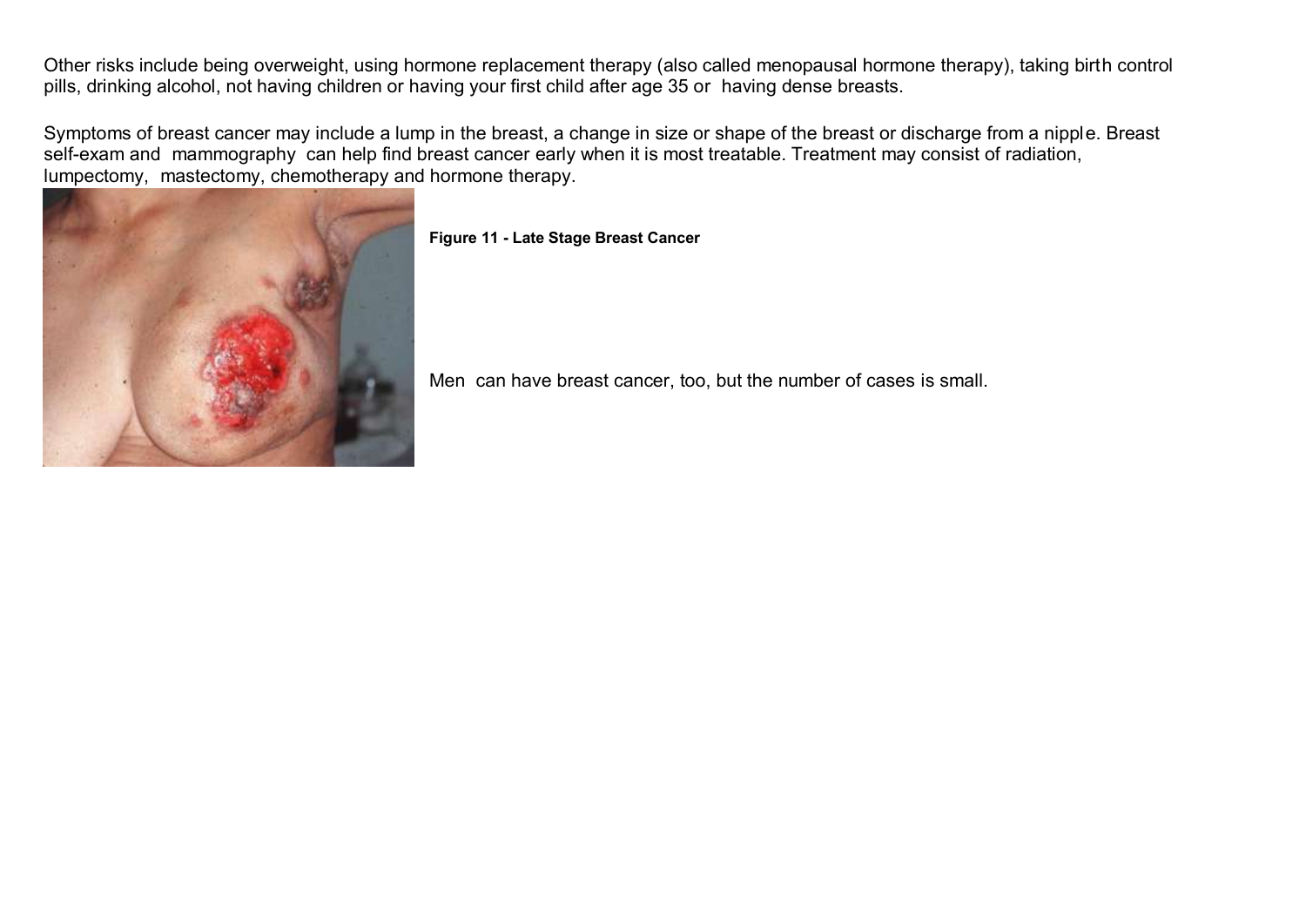Other risks include being overweight, using hormone replacement therapy (also called menopausal hormone therapy), taking birth control pills, drinking alcohol, not having children or having your first child after age 35 or having dense breasts.

Symptoms of breast cancer may include a lump in the breast, a change in size or shape of the breast or discharge from a nipple. Breast self-exam and mammography can help find breast cancer early when it is most treatable. Treatment may consist of radiation, lumpectomy, mastectomy, chemotherapy and hormone therapy.

**Figure 11 - Late Stage Breast Cancer**

Men can have breast cancer, too, but the number of cases is small.